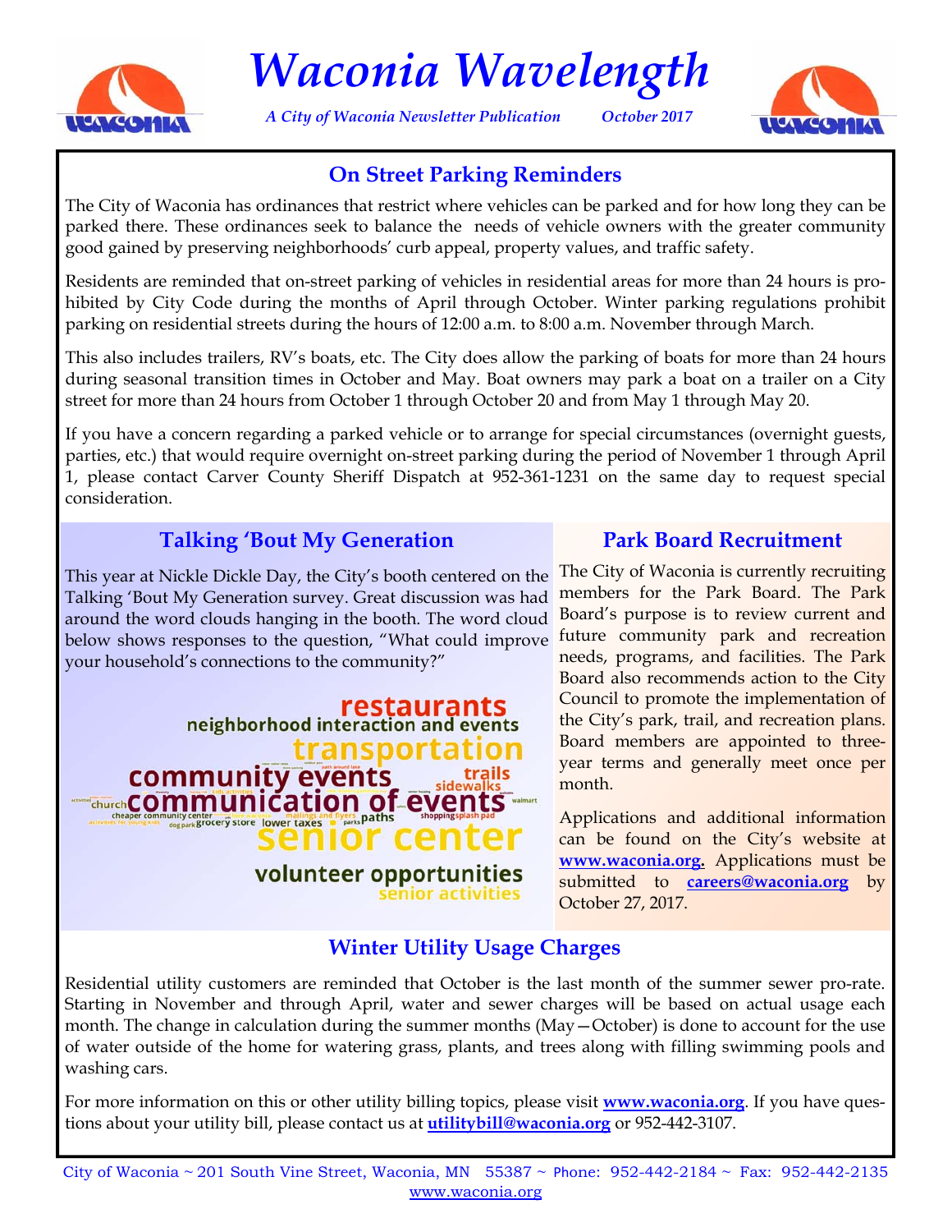# Waconia Wavelength

*A City of Waconia Newsletter Publication* *October 2017*

## On Street Parking Reminders

The City of Waconia has ordinances that restrict where vehicles can be parked and for how long they can be parked there. These ordinances seek to balance the needs of vehicle owners with the greater community good gained by preserving neighborhoods' curb appeal, property values, and traffic safety.

Residents are reminded that on-street parking of vehicles in residential areas for more than 24 hours is prohibited by City Code during the months of April through October. Winter parking regulations prohibit parking on residential streets during the hours of 12:00 a.m. to 8:00 a.m. November through March.

This also includes trailers, RV's boats, etc. The City does allow the parking of boats for more than 24 hours during seasonal transition times in October and May. Boat owners may park a boat on a trailer on a City street for more than 24 hours from October 1 through October 20 and from May 1 through May 20.

If you have a concern regarding a parked vehicle or to arrange for special circumstances (overnight guests, parties, etc.) that would require overnight on-street parking during the period of November 1 through April 1, please contact Carver County Sheriff Dispatch at 952-361-1231 on the same day to request special consideration.

## Talking 'Bout My Generation

This year at Nickle Dickle Day, the City's booth centered on the Talking 'Bout My Generation survey. Great discussion was had around the word clouds hanging in the booth. The word cloud below shows responses to the question, "What could improve your household's connections to the community?"

restaurants, neighborhood interaction and events, transportation, community events, trails, sidewalks, church, communication of events, walmart, cheaper community center, mailings and flyers, paths, shopping, splash pad, dog park, grocery store, lower taxes, parks, senior center, volunteer opportunities, senior activities

## Park Board Recruitment

The City of Waconia is currently recruiting members for the Park Board. The Park Board's purpose is to review current and future community park and recreation needs, programs, and facilities. The Park Board also recommends action to the City Council to promote the implementation of the City's park, trail, and recreation plans. Board members are appointed to three-year terms and generally meet once per month.

Applications and additional information can be found on the City's website at **www.waconia.org.** Applications must be submitted to **careers@waconia.org** by October 27, 2017.

## Winter Utility Usage Charges

Residential utility customers are reminded that October is the last month of the summer sewer pro-rate. Starting in November and through April, water and sewer charges will be based on actual usage each month. The change in calculation during the summer months (May—October) is done to account for the use of water outside of the home for watering grass, plants, and trees along with filling swimming pools and washing cars.

For more information on this or other utility billing topics, please visit **www.waconia.org**. If you have questions about your utility bill, please contact us at **utilitybill@waconia.org** or 952-442-3107.

City of Waconia ~ 201 South Vine Street, Waconia, MN 55387 ~ Phone: 952-442-2184 ~ Fax: 952-442-2135
www.waconia.org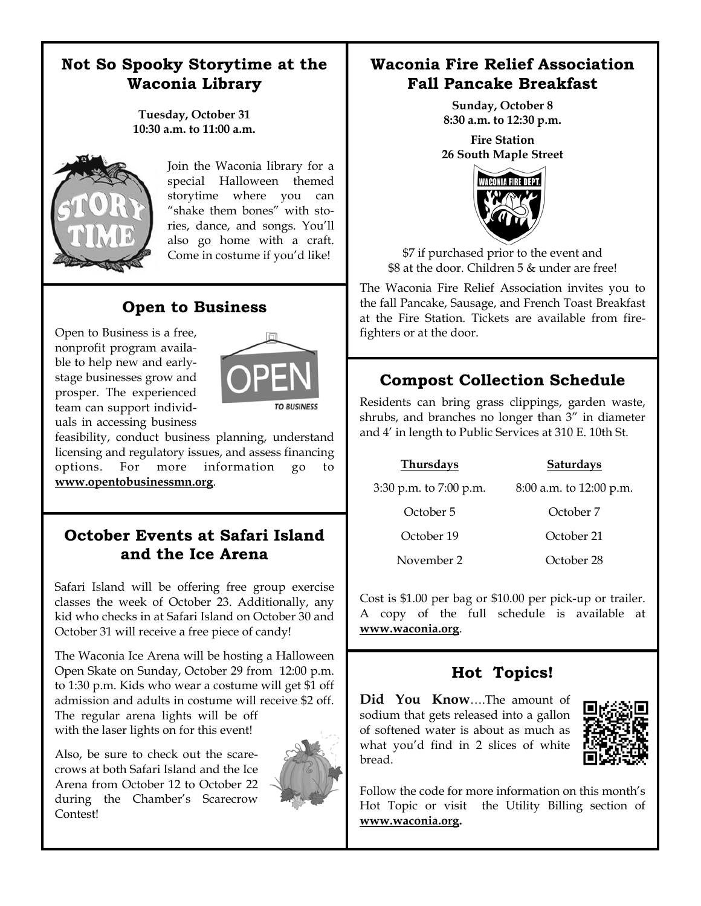## Not So Spooky Storytime at the Waconia Library

**Tuesday, October 31**
**10:30 a.m. to 11:00 a.m.**

Join the Waconia library for a special Halloween themed storytime where you can "shake them bones" with stories, dance, and songs. You'll also go home with a craft. Come in costume if you'd like!

## Open to Business

Open to Business is a free, nonprofit program available to help new and early-stage businesses grow and prosper. The experienced team can support individuals in accessing business feasibility, conduct business planning, understand licensing and regulatory issues, and assess financing options. For more information go to **www.opentobusinessmn.org**.

## October Events at Safari Island and the Ice Arena

Safari Island will be offering free group exercise classes the week of October 23. Additionally, any kid who checks in at Safari Island on October 30 and October 31 will receive a free piece of candy!

The Waconia Ice Arena will be hosting a Halloween Open Skate on Sunday, October 29 from 12:00 p.m. to 1:30 p.m. Kids who wear a costume will get $1 off admission and adults in costume will receive $2 off. The regular arena lights will be off with the laser lights on for this event!

Also, be sure to check out the scarecrows at both Safari Island and the Ice Arena from October 12 to October 22 during the Chamber's Scarecrow Contest!

## Waconia Fire Relief Association Fall Pancake Breakfast

**Sunday, October 8**
**8:30 a.m. to 12:30 p.m.**

**Fire Station**
**26 South Maple Street**

$7 if purchased prior to the event and $8 at the door. Children 5 & under are free!

The Waconia Fire Relief Association invites you to the fall Pancake, Sausage, and French Toast Breakfast at the Fire Station. Tickets are available from firefighters or at the door.

## Compost Collection Schedule

Residents can bring grass clippings, garden waste, shrubs, and branches no longer than 3" in diameter and 4' in length to Public Services at 310 E. 10th St.

| Thursdays | Saturdays |
|---|---|
| 3:30 p.m. to 7:00 p.m. | 8:00 a.m. to 12:00 p.m. |
| October 5 | October 7 |
| October 19 | October 21 |
| November 2 | October 28 |

Cost is $1.00 per bag or $10.00 per pick-up or trailer. A copy of the full schedule is available at **www.waconia.org**.

## Hot Topics!

**Did You Know**….The amount of sodium that gets released into a gallon of softened water is about as much as what you'd find in 2 slices of white bread.

Follow the code for more information on this month's Hot Topic or visit the Utility Billing section of **www.waconia.org.**